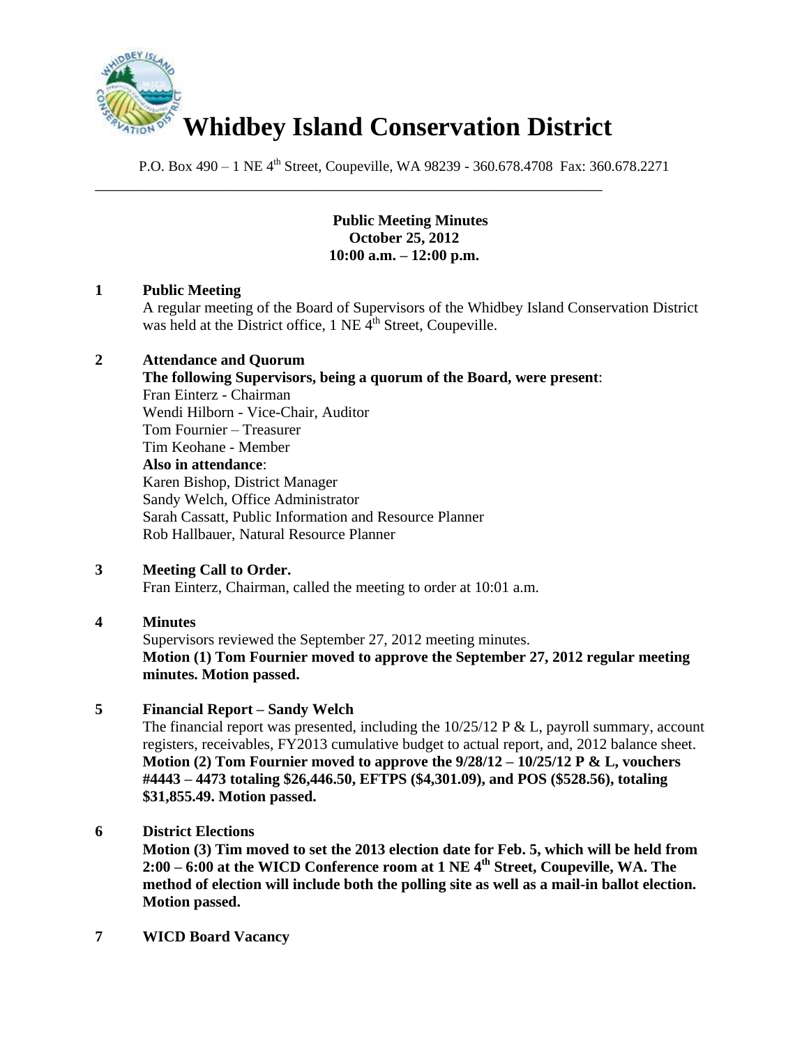# Whidbey Island Conservation District

P.O. Box 490 – 1 NE 4th Street, Coupeville, WA 98239 - 360.678.4708 Fax: 360.678.2271

---

**Public Meeting Minutes**
**October 25, 2012**
**10:00 a.m. – 12:00 p.m.**

**1 Public Meeting**

A regular meeting of the Board of Supervisors of the Whidbey Island Conservation District was held at the District office, 1 NE 4th Street, Coupeville.

**2 Attendance and Quorum**

**The following Supervisors, being a quorum of the Board, were present**:
Fran Einterz - Chairman
Wendi Hilborn - Vice-Chair, Auditor
Tom Fournier – Treasurer
Tim Keohane - Member

**Also in attendance**:
Karen Bishop, District Manager
Sandy Welch, Office Administrator
Sarah Cassatt, Public Information and Resource Planner
Rob Hallbauer, Natural Resource Planner

**3 Meeting Call to Order.**

Fran Einterz, Chairman, called the meeting to order at 10:01 a.m.

**4 Minutes**

Supervisors reviewed the September 27, 2012 meeting minutes.
**Motion (1) Tom Fournier moved to approve the September 27, 2012 regular meeting minutes. Motion passed.**

**5 Financial Report – Sandy Welch**

The financial report was presented, including the 10/25/12 P & L, payroll summary, account registers, receivables, FY2013 cumulative budget to actual report, and, 2012 balance sheet.
**Motion (2) Tom Fournier moved to approve the 9/28/12 – 10/25/12 P & L, vouchers #4443 – 4473 totaling $26,446.50, EFTPS ($4,301.09), and POS ($528.56), totaling $31,855.49. Motion passed.**

**6 District Elections**

**Motion (3) Tim moved to set the 2013 election date for Feb. 5, which will be held from 2:00 – 6:00 at the WICD Conference room at 1 NE 4th Street, Coupeville, WA. The method of election will include both the polling site as well as a mail-in ballot election. Motion passed.**

**7 WICD Board Vacancy**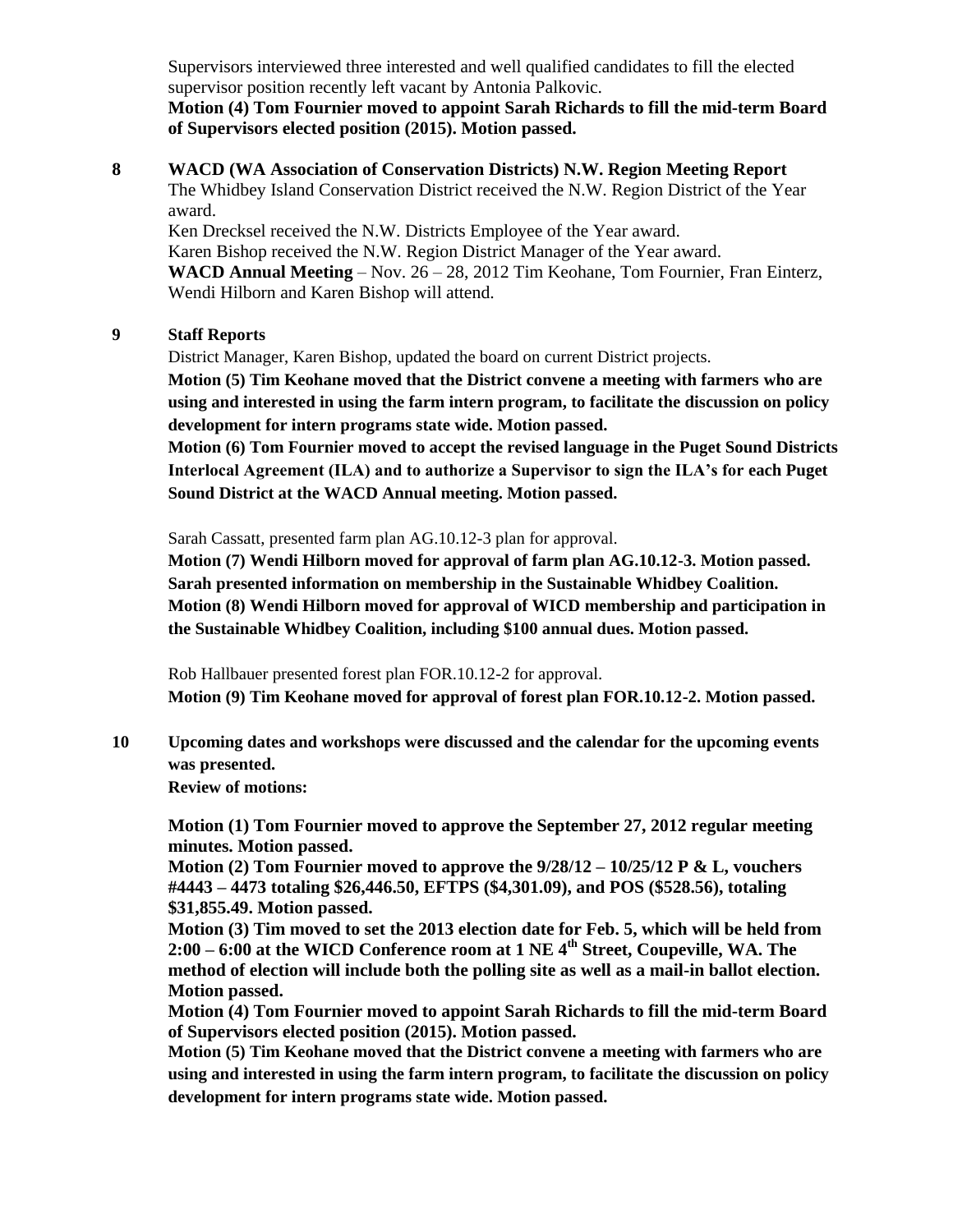Supervisors interviewed three interested and well qualified candidates to fill the elected supervisor position recently left vacant by Antonia Palkovic.

**Motion (4) Tom Fournier moved to appoint Sarah Richards to fill the mid-term Board of Supervisors elected position (2015). Motion passed.**

**8 WACD (WA Association of Conservation Districts) N.W. Region Meeting Report**

The Whidbey Island Conservation District received the N.W. Region District of the Year award.

Ken Drecksel received the N.W. Districts Employee of the Year award.

Karen Bishop received the N.W. Region District Manager of the Year award.

**WACD Annual Meeting** – Nov. 26 – 28, 2012 Tim Keohane, Tom Fournier, Fran Einterz, Wendi Hilborn and Karen Bishop will attend.

**9 Staff Reports**

District Manager, Karen Bishop, updated the board on current District projects.

**Motion (5) Tim Keohane moved that the District convene a meeting with farmers who are using and interested in using the farm intern program, to facilitate the discussion on policy development for intern programs state wide. Motion passed.**

**Motion (6) Tom Fournier moved to accept the revised language in the Puget Sound Districts Interlocal Agreement (ILA) and to authorize a Supervisor to sign the ILA's for each Puget Sound District at the WACD Annual meeting. Motion passed.**

Sarah Cassatt, presented farm plan AG.10.12-3 plan for approval.

**Motion (7) Wendi Hilborn moved for approval of farm plan AG.10.12-3. Motion passed.**
**Sarah presented information on membership in the Sustainable Whidbey Coalition.**
**Motion (8) Wendi Hilborn moved for approval of WICD membership and participation in the Sustainable Whidbey Coalition, including $100 annual dues. Motion passed.**

Rob Hallbauer presented forest plan FOR.10.12-2 for approval.

**Motion (9) Tim Keohane moved for approval of forest plan FOR.10.12-2. Motion passed.**

**10 Upcoming dates and workshops were discussed and the calendar for the upcoming events was presented.**

**Review of motions:**

**Motion (1) Tom Fournier moved to approve the September 27, 2012 regular meeting minutes. Motion passed.**

**Motion (2) Tom Fournier moved to approve the 9/28/12 – 10/25/12 P & L, vouchers #4443 – 4473 totaling $26,446.50, EFTPS ($4,301.09), and POS ($528.56), totaling $31,855.49. Motion passed.**

**Motion (3) Tim moved to set the 2013 election date for Feb. 5, which will be held from 2:00 – 6:00 at the WICD Conference room at 1 NE 4th Street, Coupeville, WA. The method of election will include both the polling site as well as a mail-in ballot election. Motion passed.**

**Motion (4) Tom Fournier moved to appoint Sarah Richards to fill the mid-term Board of Supervisors elected position (2015). Motion passed.**

**Motion (5) Tim Keohane moved that the District convene a meeting with farmers who are using and interested in using the farm intern program, to facilitate the discussion on policy development for intern programs state wide. Motion passed.**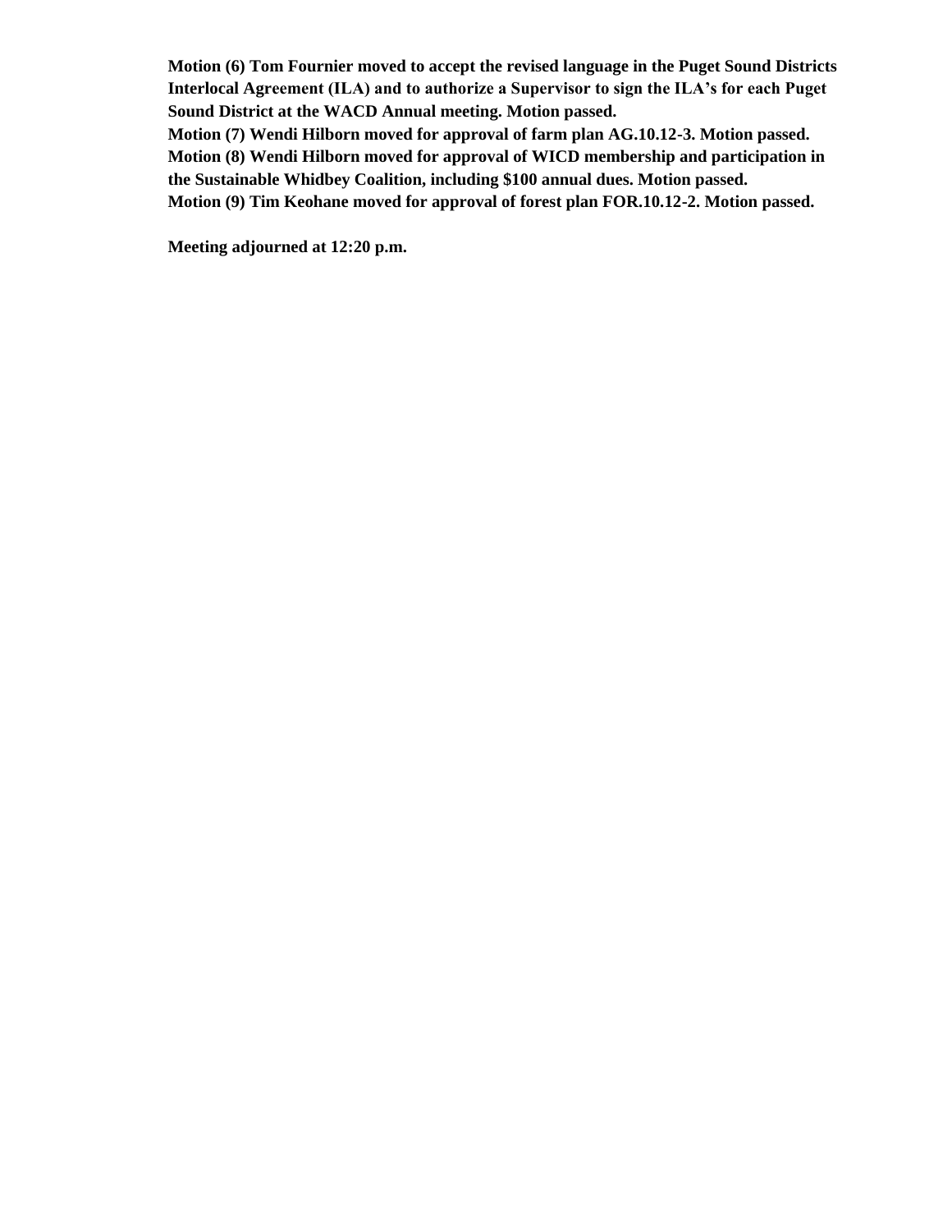**Motion (6) Tom Fournier moved to accept the revised language in the Puget Sound Districts Interlocal Agreement (ILA) and to authorize a Supervisor to sign the ILA's for each Puget Sound District at the WACD Annual meeting. Motion passed.**
**Motion (7) Wendi Hilborn moved for approval of farm plan AG.10.12-3. Motion passed.**
**Motion (8) Wendi Hilborn moved for approval of WICD membership and participation in the Sustainable Whidbey Coalition, including $100 annual dues. Motion passed.**
**Motion (9) Tim Keohane moved for approval of forest plan FOR.10.12-2. Motion passed.**

**Meeting adjourned at 12:20 p.m.**